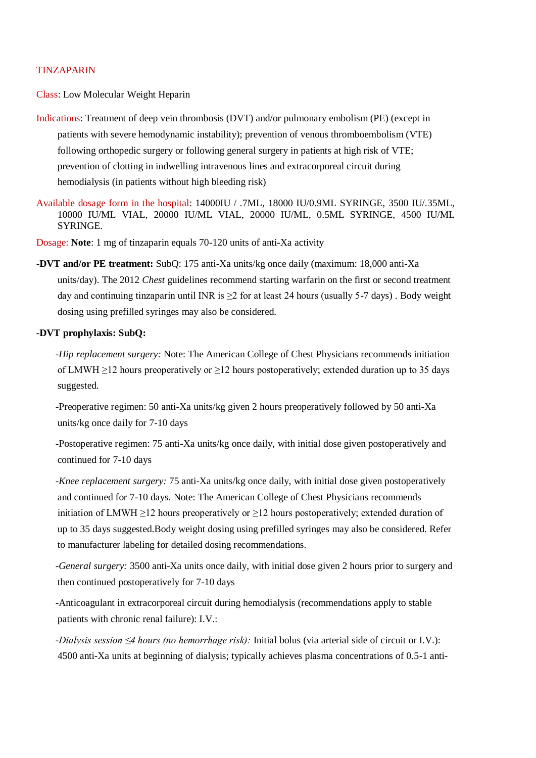# TINZAPARIN

**Class**: Low Molecular Weight Heparin

**Indications**: Treatment of deep vein thrombosis (DVT) and/or pulmonary embolism (PE) (except in patients with severe hemodynamic instability); prevention of venous thromboembolism (VTE) following orthopedic surgery or following general surgery in patients at high risk of VTE; prevention of clotting in indwelling intravenous lines and extracorporeal circuit during hemodialysis (in patients without high bleeding risk)

**Available dosage form in the hospital**: 14000IU / .7ML, 18000 IU/0.9ML SYRINGE, 3500 IU/.35ML, 10000 IU/ML VIAL, 20000 IU/ML VIAL, 20000 IU/ML, 0.5ML SYRINGE, 4500 IU/ML SYRINGE.

**Dosage**: **Note**: 1 mg of tinzaparin equals 70-120 units of anti-Xa activity

**-DVT and/or PE treatment:** SubQ: 175 anti-Xa units/kg once daily (maximum: 18,000 anti-Xa units/day). The 2012 *Chest* guidelines recommend starting warfarin on the first or second treatment day and continuing tinzaparin until INR is ≥2 for at least 24 hours (usually 5-7 days) . Body weight dosing using prefilled syringes may also be considered.

**-DVT prophylaxis: SubQ:**

-*Hip replacement surgery:* Note: The American College of Chest Physicians recommends initiation of LMWH ≥12 hours preoperatively or ≥12 hours postoperatively; extended duration up to 35 days suggested.

-Preoperative regimen: 50 anti-Xa units/kg given 2 hours preoperatively followed by 50 anti-Xa units/kg once daily for 7-10 days

-Postoperative regimen: 75 anti-Xa units/kg once daily, with initial dose given postoperatively and continued for 7-10 days

-*Knee replacement surgery:* 75 anti-Xa units/kg once daily, with initial dose given postoperatively and continued for 7-10 days. Note: The American College of Chest Physicians recommends initiation of LMWH ≥12 hours preoperatively or ≥12 hours postoperatively; extended duration of up to 35 days suggested.Body weight dosing using prefilled syringes may also be considered. Refer to manufacturer labeling for detailed dosing recommendations.

-*General surgery:* 3500 anti-Xa units once daily, with initial dose given 2 hours prior to surgery and then continued postoperatively for 7-10 days

-Anticoagulant in extracorporeal circuit during hemodialysis (recommendations apply to stable patients with chronic renal failure): I.V.:

-*Dialysis session ≤4 hours (no hemorrhage risk):* Initial bolus (via arterial side of circuit or I.V.): 4500 anti-Xa units at beginning of dialysis; typically achieves plasma concentrations of 0.5-1 anti-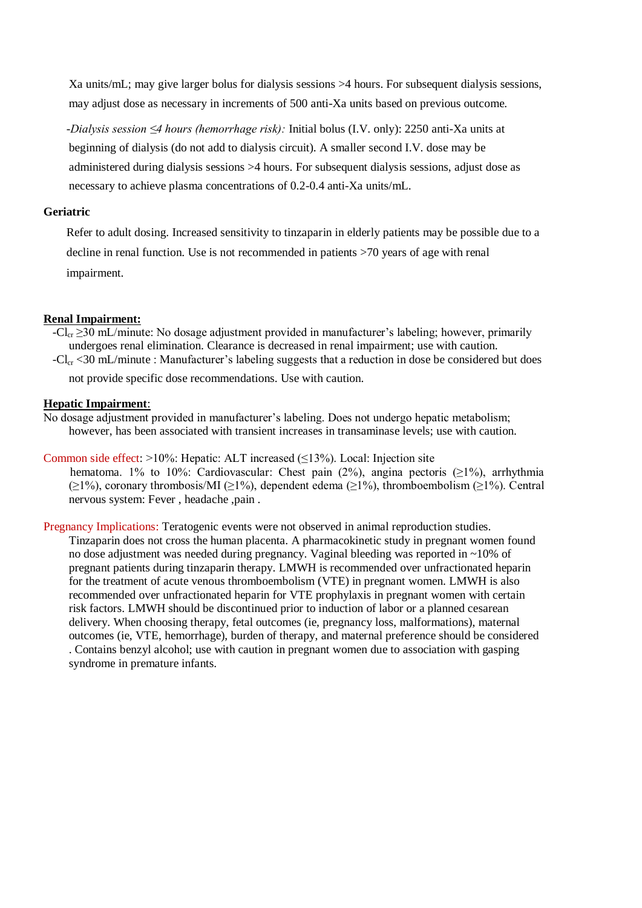Xa units/mL; may give larger bolus for dialysis sessions >4 hours. For subsequent dialysis sessions, may adjust dose as necessary in increments of 500 anti-Xa units based on previous outcome.

-*Dialysis session ≤4 hours (hemorrhage risk):* Initial bolus (I.V. only): 2250 anti-Xa units at beginning of dialysis (do not add to dialysis circuit). A smaller second I.V. dose may be administered during dialysis sessions >4 hours. For subsequent dialysis sessions, adjust dose as necessary to achieve plasma concentrations of 0.2-0.4 anti-Xa units/mL.

**Geriatric**

Refer to adult dosing. Increased sensitivity to tinzaparin in elderly patients may be possible due to a decline in renal function. Use is not recommended in patients >70 years of age with renal impairment.

**Renal Impairment:**

-$Cl_{cr}$ ≥30 mL/minute: No dosage adjustment provided in manufacturer's labeling; however, primarily undergoes renal elimination. Clearance is decreased in renal impairment; use with caution.

-$Cl_{cr}$ <30 mL/minute : Manufacturer's labeling suggests that a reduction in dose be considered but does not provide specific dose recommendations. Use with caution.

**Hepatic Impairment**:

No dosage adjustment provided in manufacturer's labeling. Does not undergo hepatic metabolism; however, has been associated with transient increases in transaminase levels; use with caution.

Common side effect: >10%: Hepatic: ALT increased (≤13%). Local: Injection site hematoma. 1% to 10%: Cardiovascular: Chest pain (2%), angina pectoris (≥1%), arrhythmia (≥1%), coronary thrombosis/MI (≥1%), dependent edema (≥1%), thromboembolism (≥1%). Central nervous system: Fever , headache ,pain .

Pregnancy Implications: Teratogenic events were not observed in animal reproduction studies. Tinzaparin does not cross the human placenta. A pharmacokinetic study in pregnant women found no dose adjustment was needed during pregnancy. Vaginal bleeding was reported in ~10% of pregnant patients during tinzaparin therapy. LMWH is recommended over unfractionated heparin for the treatment of acute venous thromboembolism (VTE) in pregnant women. LMWH is also recommended over unfractionated heparin for VTE prophylaxis in pregnant women with certain risk factors. LMWH should be discontinued prior to induction of labor or a planned cesarean delivery. When choosing therapy, fetal outcomes (ie, pregnancy loss, malformations), maternal outcomes (ie, VTE, hemorrhage), burden of therapy, and maternal preference should be considered . Contains benzyl alcohol; use with caution in pregnant women due to association with gasping syndrome in premature infants.